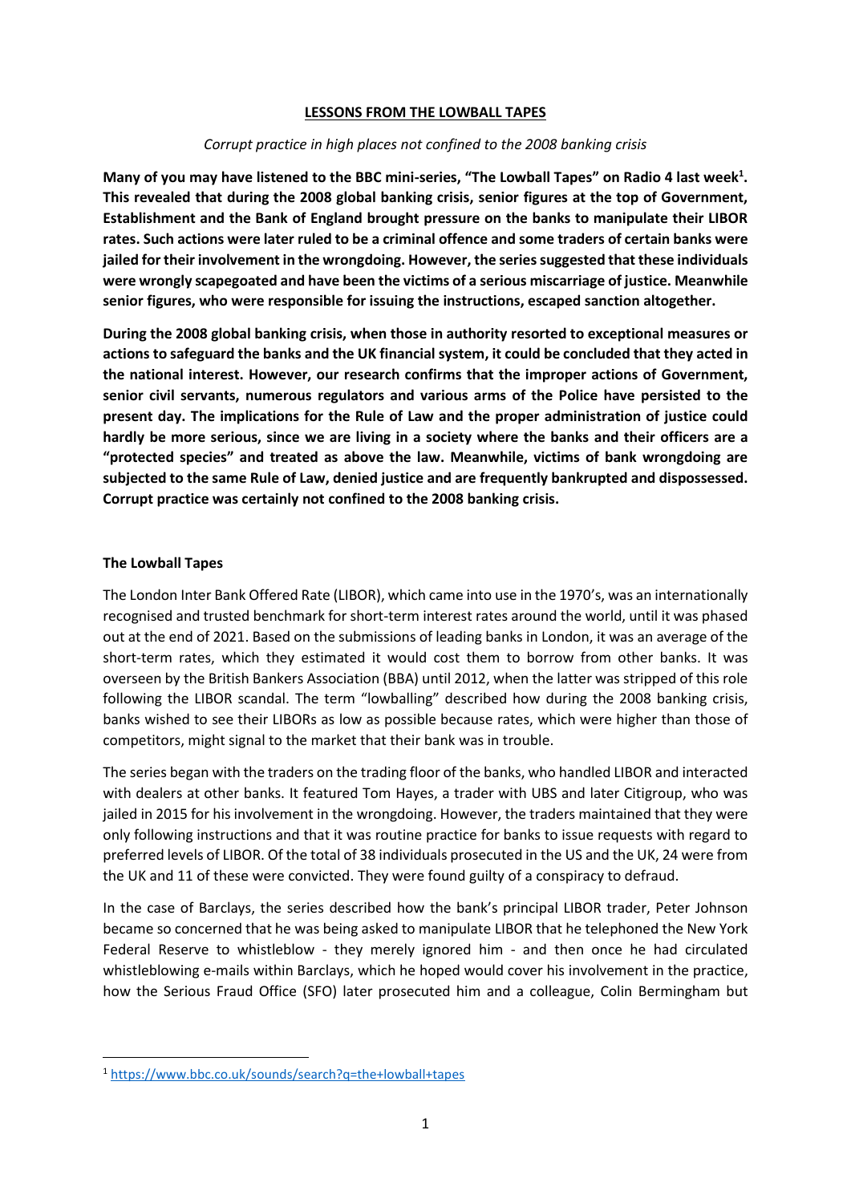# LESSONS FROM THE LOWBALL TAPES

*Corrupt practice in high places not confined to the 2008 banking crisis*

**Many of you may have listened to the BBC mini-series, "The Lowball Tapes" on Radio 4 last week[1]. This revealed that during the 2008 global banking crisis, senior figures at the top of Government, Establishment and the Bank of England brought pressure on the banks to manipulate their LIBOR rates. Such actions were later ruled to be a criminal offence and some traders of certain banks were jailed for their involvement in the wrongdoing. However, the series suggested that these individuals were wrongly scapegoated and have been the victims of a serious miscarriage of justice. Meanwhile senior figures, who were responsible for issuing the instructions, escaped sanction altogether.**

**During the 2008 global banking crisis, when those in authority resorted to exceptional measures or actions to safeguard the banks and the UK financial system, it could be concluded that they acted in the national interest. However, our research confirms that the improper actions of Government, senior civil servants, numerous regulators and various arms of the Police have persisted to the present day. The implications for the Rule of Law and the proper administration of justice could hardly be more serious, since we are living in a society where the banks and their officers are a "protected species" and treated as above the law. Meanwhile, victims of bank wrongdoing are subjected to the same Rule of Law, denied justice and are frequently bankrupted and dispossessed. Corrupt practice was certainly not confined to the 2008 banking crisis.**

## The Lowball Tapes

The London Inter Bank Offered Rate (LIBOR), which came into use in the 1970's, was an internationally recognised and trusted benchmark for short-term interest rates around the world, until it was phased out at the end of 2021. Based on the submissions of leading banks in London, it was an average of the short-term rates, which they estimated it would cost them to borrow from other banks. It was overseen by the British Bankers Association (BBA) until 2012, when the latter was stripped of this role following the LIBOR scandal. The term "lowballing" described how during the 2008 banking crisis, banks wished to see their LIBORs as low as possible because rates, which were higher than those of competitors, might signal to the market that their bank was in trouble.

The series began with the traders on the trading floor of the banks, who handled LIBOR and interacted with dealers at other banks. It featured Tom Hayes, a trader with UBS and later Citigroup, who was jailed in 2015 for his involvement in the wrongdoing. However, the traders maintained that they were only following instructions and that it was routine practice for banks to issue requests with regard to preferred levels of LIBOR. Of the total of 38 individuals prosecuted in the US and the UK, 24 were from the UK and 11 of these were convicted. They were found guilty of a conspiracy to defraud.

In the case of Barclays, the series described how the bank's principal LIBOR trader, Peter Johnson became so concerned that he was being asked to manipulate LIBOR that he telephoned the New York Federal Reserve to whistleblow - they merely ignored him - and then once he had circulated whistleblowing e-mails within Barclays, which he hoped would cover his involvement in the practice, how the Serious Fraud Office (SFO) later prosecuted him and a colleague, Colin Bermingham but

[1] https://www.bbc.co.uk/sounds/search?q=the+lowball+tapes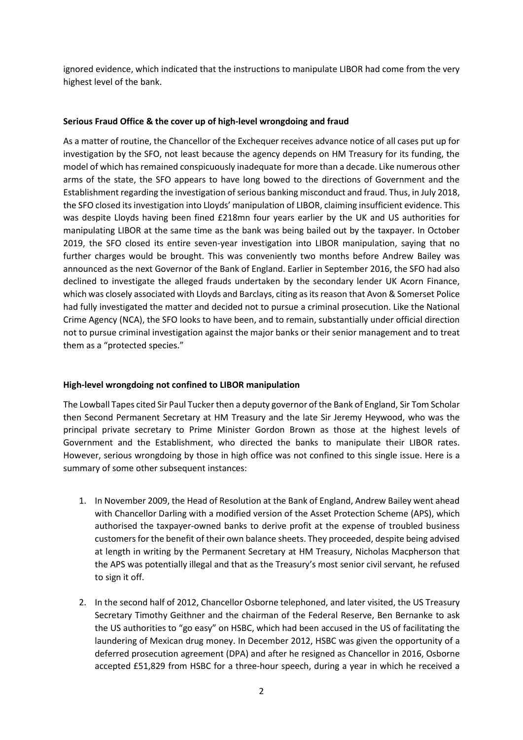ignored evidence, which indicated that the instructions to manipulate LIBOR had come from the very highest level of the bank.

**Serious Fraud Office & the cover up of high-level wrongdoing and fraud**

As a matter of routine, the Chancellor of the Exchequer receives advance notice of all cases put up for investigation by the SFO, not least because the agency depends on HM Treasury for its funding, the model of which has remained conspicuously inadequate for more than a decade. Like numerous other arms of the state, the SFO appears to have long bowed to the directions of Government and the Establishment regarding the investigation of serious banking misconduct and fraud. Thus, in July 2018, the SFO closed its investigation into Lloyds' manipulation of LIBOR, claiming insufficient evidence. This was despite Lloyds having been fined £218mn four years earlier by the UK and US authorities for manipulating LIBOR at the same time as the bank was being bailed out by the taxpayer. In October 2019, the SFO closed its entire seven-year investigation into LIBOR manipulation, saying that no further charges would be brought. This was conveniently two months before Andrew Bailey was announced as the next Governor of the Bank of England. Earlier in September 2016, the SFO had also declined to investigate the alleged frauds undertaken by the secondary lender UK Acorn Finance, which was closely associated with Lloyds and Barclays, citing as its reason that Avon & Somerset Police had fully investigated the matter and decided not to pursue a criminal prosecution. Like the National Crime Agency (NCA), the SFO looks to have been, and to remain, substantially under official direction not to pursue criminal investigation against the major banks or their senior management and to treat them as a "protected species."

**High-level wrongdoing not confined to LIBOR manipulation**

The Lowball Tapes cited Sir Paul Tucker then a deputy governor of the Bank of England, Sir Tom Scholar then Second Permanent Secretary at HM Treasury and the late Sir Jeremy Heywood, who was the principal private secretary to Prime Minister Gordon Brown as those at the highest levels of Government and the Establishment, who directed the banks to manipulate their LIBOR rates. However, serious wrongdoing by those in high office was not confined to this single issue. Here is a summary of some other subsequent instances:

1. In November 2009, the Head of Resolution at the Bank of England, Andrew Bailey went ahead with Chancellor Darling with a modified version of the Asset Protection Scheme (APS), which authorised the taxpayer-owned banks to derive profit at the expense of troubled business customers for the benefit of their own balance sheets. They proceeded, despite being advised at length in writing by the Permanent Secretary at HM Treasury, Nicholas Macpherson that the APS was potentially illegal and that as the Treasury's most senior civil servant, he refused to sign it off.

2. In the second half of 2012, Chancellor Osborne telephoned, and later visited, the US Treasury Secretary Timothy Geithner and the chairman of the Federal Reserve, Ben Bernanke to ask the US authorities to "go easy" on HSBC, which had been accused in the US of facilitating the laundering of Mexican drug money. In December 2012, HSBC was given the opportunity of a deferred prosecution agreement (DPA) and after he resigned as Chancellor in 2016, Osborne accepted £51,829 from HSBC for a three-hour speech, during a year in which he received a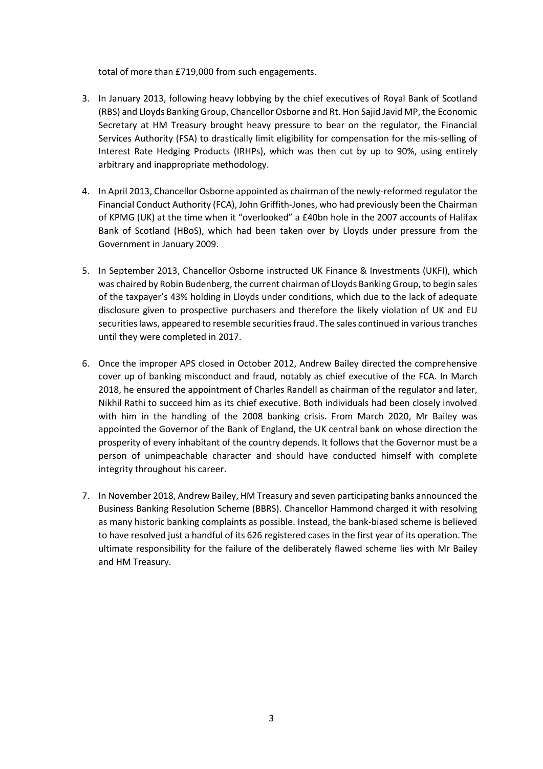total of more than £719,000 from such engagements.

3. In January 2013, following heavy lobbying by the chief executives of Royal Bank of Scotland (RBS) and Lloyds Banking Group, Chancellor Osborne and Rt. Hon Sajid Javid MP, the Economic Secretary at HM Treasury brought heavy pressure to bear on the regulator, the Financial Services Authority (FSA) to drastically limit eligibility for compensation for the mis-selling of Interest Rate Hedging Products (IRHPs), which was then cut by up to 90%, using entirely arbitrary and inappropriate methodology.

4. In April 2013, Chancellor Osborne appointed as chairman of the newly-reformed regulator the Financial Conduct Authority (FCA), John Griffith-Jones, who had previously been the Chairman of KPMG (UK) at the time when it "overlooked" a £40bn hole in the 2007 accounts of Halifax Bank of Scotland (HBoS), which had been taken over by Lloyds under pressure from the Government in January 2009.

5. In September 2013, Chancellor Osborne instructed UK Finance & Investments (UKFI), which was chaired by Robin Budenberg, the current chairman of Lloyds Banking Group, to begin sales of the taxpayer's 43% holding in Lloyds under conditions, which due to the lack of adequate disclosure given to prospective purchasers and therefore the likely violation of UK and EU securities laws, appeared to resemble securities fraud. The sales continued in various tranches until they were completed in 2017.

6. Once the improper APS closed in October 2012, Andrew Bailey directed the comprehensive cover up of banking misconduct and fraud, notably as chief executive of the FCA. In March 2018, he ensured the appointment of Charles Randell as chairman of the regulator and later, Nikhil Rathi to succeed him as its chief executive. Both individuals had been closely involved with him in the handling of the 2008 banking crisis. From March 2020, Mr Bailey was appointed the Governor of the Bank of England, the UK central bank on whose direction the prosperity of every inhabitant of the country depends. It follows that the Governor must be a person of unimpeachable character and should have conducted himself with complete integrity throughout his career.

7. In November 2018, Andrew Bailey, HM Treasury and seven participating banks announced the Business Banking Resolution Scheme (BBRS). Chancellor Hammond charged it with resolving as many historic banking complaints as possible. Instead, the bank-biased scheme is believed to have resolved just a handful of its 626 registered cases in the first year of its operation. The ultimate responsibility for the failure of the deliberately flawed scheme lies with Mr Bailey and HM Treasury.